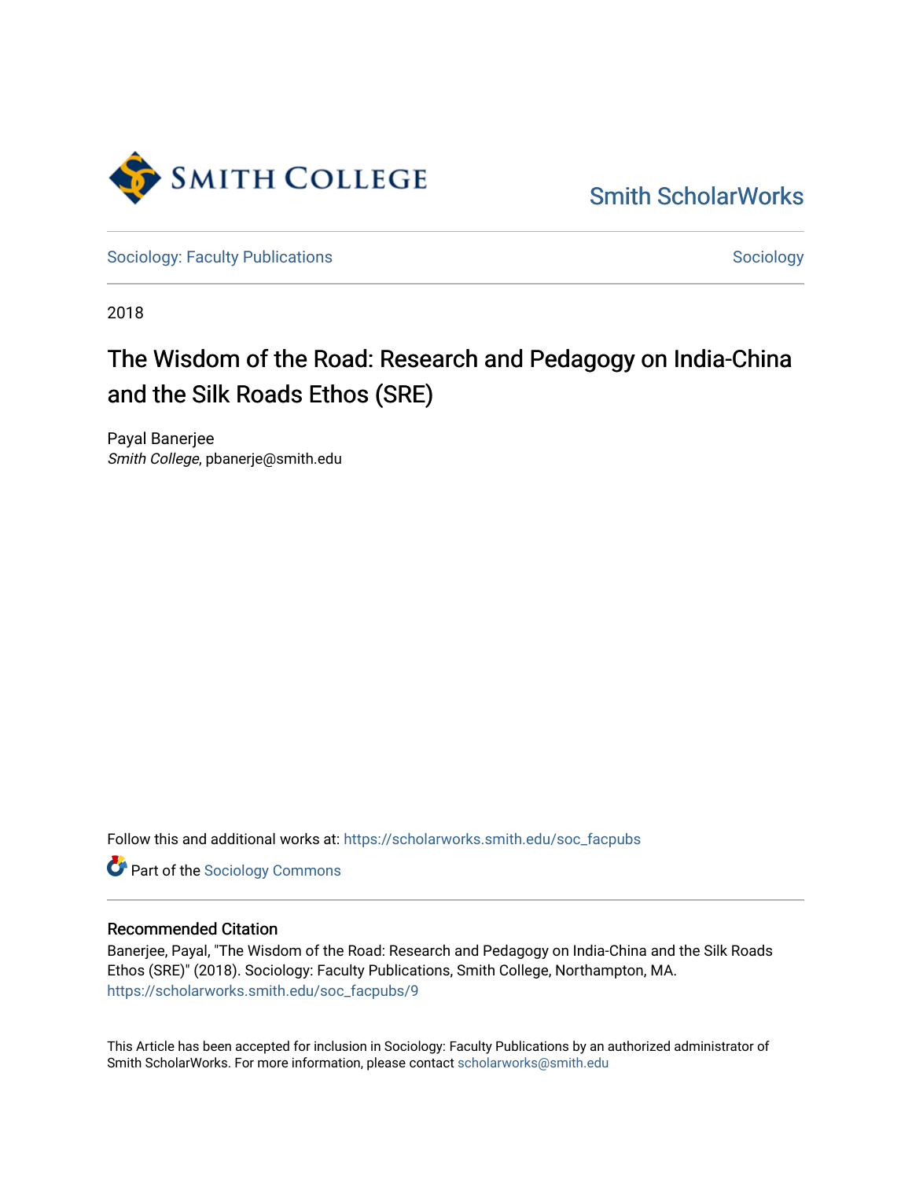Smith College

Smith ScholarWorks

Sociology: Faculty Publications | Sociology

2018

# The Wisdom of the Road: Research and Pedagogy on India-China and the Silk Roads Ethos (SRE)

Payal Banerjee
*Smith College*, pbanerje@smith.edu

Follow this and additional works at: https://scholarworks.smith.edu/soc_facpubs

Part of the Sociology Commons

## Recommended Citation

Banerjee, Payal, "The Wisdom of the Road: Research and Pedagogy on India-China and the Silk Roads Ethos (SRE)" (2018). Sociology: Faculty Publications, Smith College, Northampton, MA.
https://scholarworks.smith.edu/soc_facpubs/9

This Article has been accepted for inclusion in Sociology: Faculty Publications by an authorized administrator of Smith ScholarWorks. For more information, please contact scholarworks@smith.edu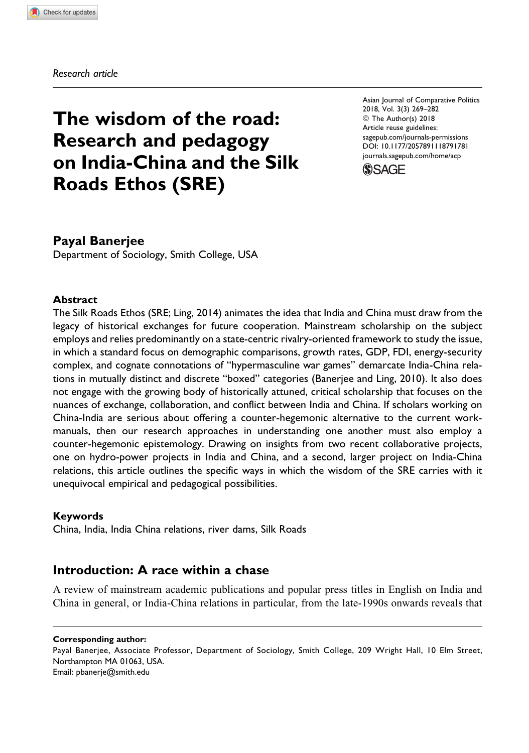*Research article*

# The wisdom of the road: Research and pedagogy on India-China and the Silk Roads Ethos (SRE)

Asian Journal of Comparative Politics
2018, Vol. 3(3) 269–282
© The Author(s) 2018
Article reuse guidelines:
sagepub.com/journals-permissions
DOI: 10.1177/2057891118791781
journals.sagepub.com/home/acp

**Payal Banerjee**
Department of Sociology, Smith College, USA

### Abstract

The Silk Roads Ethos (SRE; Ling, 2014) animates the idea that India and China must draw from the legacy of historical exchanges for future cooperation. Mainstream scholarship on the subject employs and relies predominantly on a state-centric rivalry-oriented framework to study the issue, in which a standard focus on demographic comparisons, growth rates, GDP, FDI, energy-security complex, and cognate connotations of "hypermasculine war games" demarcate India-China relations in mutually distinct and discrete "boxed" categories (Banerjee and Ling, 2010). It also does not engage with the growing body of historically attuned, critical scholarship that focuses on the nuances of exchange, collaboration, and conflict between India and China. If scholars working on China-India are serious about offering a counter-hegemonic alternative to the current work-manuals, then our research approaches in understanding one another must also employ a counter-hegemonic epistemology. Drawing on insights from two recent collaborative projects, one on hydro-power projects in India and China, and a second, larger project on India-China relations, this article outlines the specific ways in which the wisdom of the SRE carries with it unequivocal empirical and pedagogical possibilities.

### Keywords

China, India, India China relations, river dams, Silk Roads

## Introduction: A race within a chase

A review of mainstream academic publications and popular press titles in English on India and China in general, or India-China relations in particular, from the late-1990s onwards reveals that

---

**Corresponding author:**
Payal Banerjee, Associate Professor, Department of Sociology, Smith College, 209 Wright Hall, 10 Elm Street, Northampton MA 01063, USA.
Email: pbanerje@smith.edu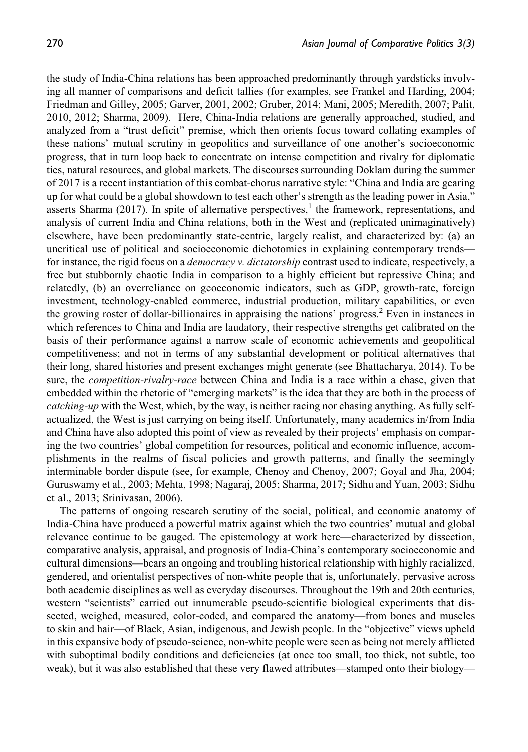the study of India-China relations has been approached predominantly through yardsticks involving all manner of comparisons and deficit tallies (for examples, see Frankel and Harding, 2004; Friedman and Gilley, 2005; Garver, 2001, 2002; Gruber, 2014; Mani, 2005; Meredith, 2007; Palit, 2010, 2012; Sharma, 2009). Here, China-India relations are generally approached, studied, and analyzed from a "trust deficit" premise, which then orients focus toward collating examples of these nations' mutual scrutiny in geopolitics and surveillance of one another's socioeconomic progress, that in turn loop back to concentrate on intense competition and rivalry for diplomatic ties, natural resources, and global markets. The discourses surrounding Doklam during the summer of 2017 is a recent instantiation of this combat-chorus narrative style: "China and India are gearing up for what could be a global showdown to test each other's strength as the leading power in Asia," asserts Sharma (2017). In spite of alternative perspectives,[1] the framework, representations, and analysis of current India and China relations, both in the West and (replicated unimaginatively) elsewhere, have been predominantly state-centric, largely realist, and characterized by: (a) an uncritical use of political and socioeconomic dichotomies in explaining contemporary trends—for instance, the rigid focus on a *democracy v. dictatorship* contrast used to indicate, respectively, a free but stubbornly chaotic India in comparison to a highly efficient but repressive China; and relatedly, (b) an overreliance on geoeconomic indicators, such as GDP, growth-rate, foreign investment, technology-enabled commerce, industrial production, military capabilities, or even the growing roster of dollar-billionaires in appraising the nations' progress.[2] Even in instances in which references to China and India are laudatory, their respective strengths get calibrated on the basis of their performance against a narrow scale of economic achievements and geopolitical competitiveness; and not in terms of any substantial development or political alternatives that their long, shared histories and present exchanges might generate (see Bhattacharya, 2014). To be sure, the *competition-rivalry-race* between China and India is a race within a chase, given that embedded within the rhetoric of "emerging markets" is the idea that they are both in the process of *catching-up* with the West, which, by the way, is neither racing nor chasing anything. As fully self-actualized, the West is just carrying on being itself. Unfortunately, many academics in/from India and China have also adopted this point of view as revealed by their projects' emphasis on comparing the two countries' global competition for resources, political and economic influence, accomplishments in the realms of fiscal policies and growth patterns, and finally the seemingly interminable border dispute (see, for example, Chenoy and Chenoy, 2007; Goyal and Jha, 2004; Guruswamy et al., 2003; Mehta, 1998; Nagaraj, 2005; Sharma, 2017; Sidhu and Yuan, 2003; Sidhu et al., 2013; Srinivasan, 2006).

The patterns of ongoing research scrutiny of the social, political, and economic anatomy of India-China have produced a powerful matrix against which the two countries' mutual and global relevance continue to be gauged. The epistemology at work here—characterized by dissection, comparative analysis, appraisal, and prognosis of India-China's contemporary socioeconomic and cultural dimensions—bears an ongoing and troubling historical relationship with highly racialized, gendered, and orientalist perspectives of non-white people that is, unfortunately, pervasive across both academic disciplines as well as everyday discourses. Throughout the 19th and 20th centuries, western "scientists" carried out innumerable pseudo-scientific biological experiments that dissected, weighed, measured, color-coded, and compared the anatomy—from bones and muscles to skin and hair—of Black, Asian, indigenous, and Jewish people. In the "objective" views upheld in this expansive body of pseudo-science, non-white people were seen as being not merely afflicted with suboptimal bodily conditions and deficiencies (at once too small, too thick, not subtle, too weak), but it was also established that these very flawed attributes—stamped onto their biology—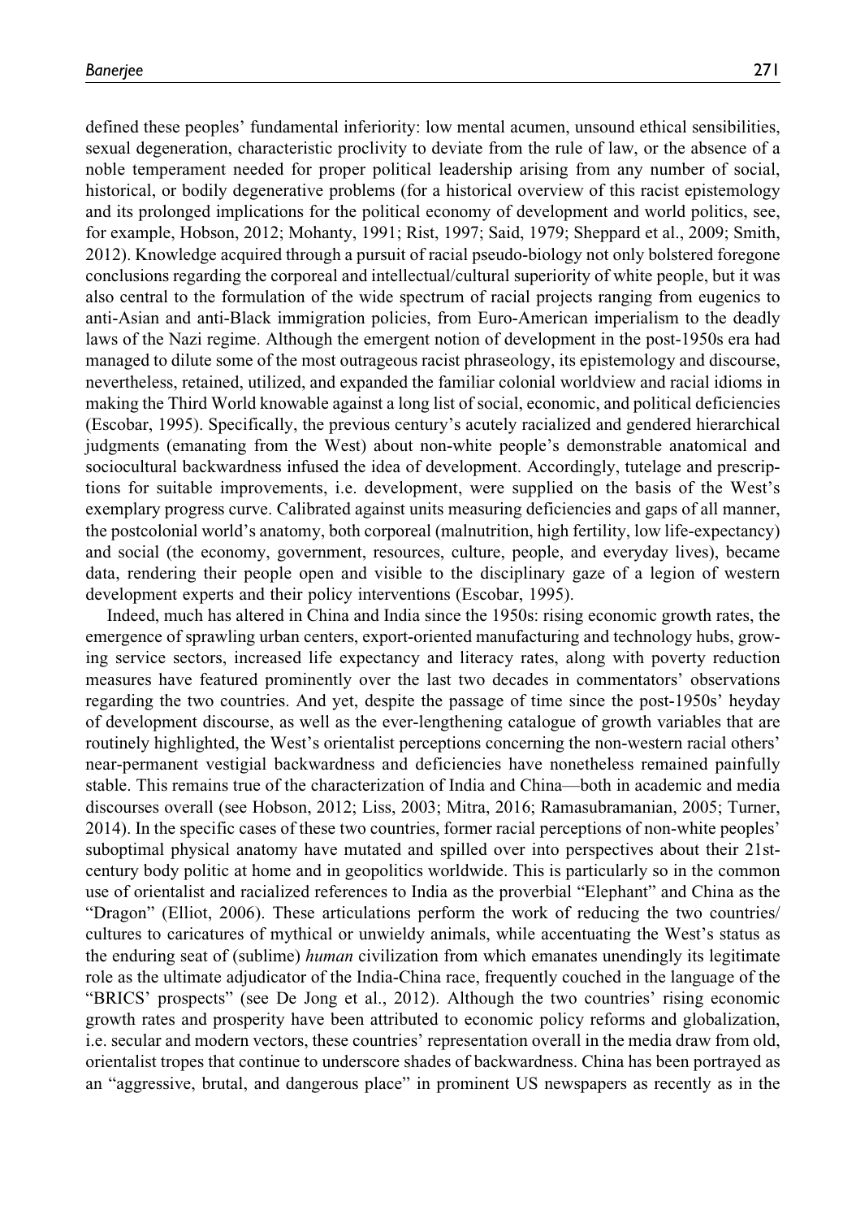defined these peoples' fundamental inferiority: low mental acumen, unsound ethical sensibilities, sexual degeneration, characteristic proclivity to deviate from the rule of law, or the absence of a noble temperament needed for proper political leadership arising from any number of social, historical, or bodily degenerative problems (for a historical overview of this racist epistemology and its prolonged implications for the political economy of development and world politics, see, for example, Hobson, 2012; Mohanty, 1991; Rist, 1997; Said, 1979; Sheppard et al., 2009; Smith, 2012). Knowledge acquired through a pursuit of racial pseudo-biology not only bolstered foregone conclusions regarding the corporeal and intellectual/cultural superiority of white people, but it was also central to the formulation of the wide spectrum of racial projects ranging from eugenics to anti-Asian and anti-Black immigration policies, from Euro-American imperialism to the deadly laws of the Nazi regime. Although the emergent notion of development in the post-1950s era had managed to dilute some of the most outrageous racist phraseology, its epistemology and discourse, nevertheless, retained, utilized, and expanded the familiar colonial worldview and racial idioms in making the Third World knowable against a long list of social, economic, and political deficiencies (Escobar, 1995). Specifically, the previous century's acutely racialized and gendered hierarchical judgments (emanating from the West) about non-white people's demonstrable anatomical and sociocultural backwardness infused the idea of development. Accordingly, tutelage and prescriptions for suitable improvements, i.e. development, were supplied on the basis of the West's exemplary progress curve. Calibrated against units measuring deficiencies and gaps of all manner, the postcolonial world's anatomy, both corporeal (malnutrition, high fertility, low life-expectancy) and social (the economy, government, resources, culture, people, and everyday lives), became data, rendering their people open and visible to the disciplinary gaze of a legion of western development experts and their policy interventions (Escobar, 1995).

Indeed, much has altered in China and India since the 1950s: rising economic growth rates, the emergence of sprawling urban centers, export-oriented manufacturing and technology hubs, growing service sectors, increased life expectancy and literacy rates, along with poverty reduction measures have featured prominently over the last two decades in commentators' observations regarding the two countries. And yet, despite the passage of time since the post-1950s' heyday of development discourse, as well as the ever-lengthening catalogue of growth variables that are routinely highlighted, the West's orientalist perceptions concerning the non-western racial others' near-permanent vestigial backwardness and deficiencies have nonetheless remained painfully stable. This remains true of the characterization of India and China—both in academic and media discourses overall (see Hobson, 2012; Liss, 2003; Mitra, 2016; Ramasubramanian, 2005; Turner, 2014). In the specific cases of these two countries, former racial perceptions of non-white peoples' suboptimal physical anatomy have mutated and spilled over into perspectives about their 21st-century body politic at home and in geopolitics worldwide. This is particularly so in the common use of orientalist and racialized references to India as the proverbial "Elephant" and China as the "Dragon" (Elliot, 2006). These articulations perform the work of reducing the two countries/cultures to caricatures of mythical or unwieldy animals, while accentuating the West's status as the enduring seat of (sublime) *human* civilization from which emanates unendingly its legitimate role as the ultimate adjudicator of the India-China race, frequently couched in the language of the "BRICS' prospects" (see De Jong et al., 2012). Although the two countries' rising economic growth rates and prosperity have been attributed to economic policy reforms and globalization, i.e. secular and modern vectors, these countries' representation overall in the media draw from old, orientalist tropes that continue to underscore shades of backwardness. China has been portrayed as an "aggressive, brutal, and dangerous place" in prominent US newspapers as recently as in the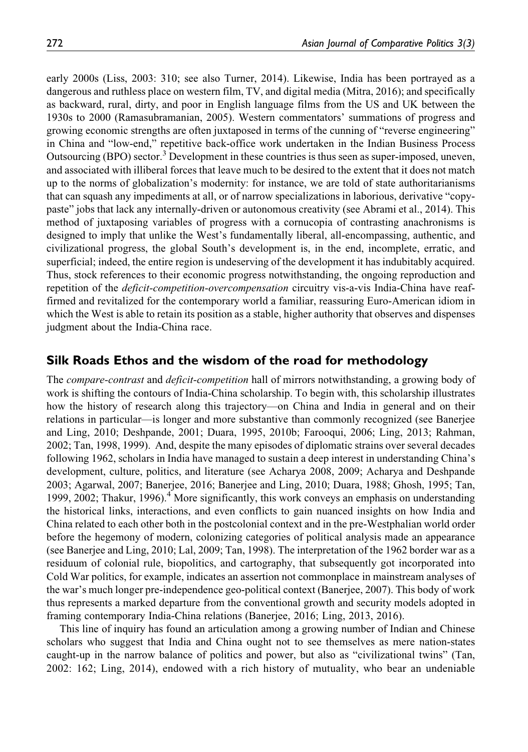early 2000s (Liss, 2003: 310; see also Turner, 2014). Likewise, India has been portrayed as a dangerous and ruthless place on western film, TV, and digital media (Mitra, 2016); and specifically as backward, rural, dirty, and poor in English language films from the US and UK between the 1930s to 2000 (Ramasubramanian, 2005). Western commentators' summations of progress and growing economic strengths are often juxtaposed in terms of the cunning of "reverse engineering" in China and "low-end," repetitive back-office work undertaken in the Indian Business Process Outsourcing (BPO) sector.[3] Development in these countries is thus seen as super-imposed, uneven, and associated with illiberal forces that leave much to be desired to the extent that it does not match up to the norms of globalization's modernity: for instance, we are told of state authoritarianisms that can squash any impediments at all, or of narrow specializations in laborious, derivative "copy-paste" jobs that lack any internally-driven or autonomous creativity (see Abrami et al., 2014). This method of juxtaposing variables of progress with a cornucopia of contrasting anachronisms is designed to imply that unlike the West's fundamentally liberal, all-encompassing, authentic, and civilizational progress, the global South's development is, in the end, incomplete, erratic, and superficial; indeed, the entire region is undeserving of the development it has indubitably acquired. Thus, stock references to their economic progress notwithstanding, the ongoing reproduction and repetition of the *deficit-competition-overcompensation* circuitry vis-a-vis India-China have reaffirmed and revitalized for the contemporary world a familiar, reassuring Euro-American idiom in which the West is able to retain its position as a stable, higher authority that observes and dispenses judgment about the India-China race.

## Silk Roads Ethos and the wisdom of the road for methodology

The *compare-contrast* and *deficit-competition* hall of mirrors notwithstanding, a growing body of work is shifting the contours of India-China scholarship. To begin with, this scholarship illustrates how the history of research along this trajectory—on China and India in general and on their relations in particular—is longer and more substantive than commonly recognized (see Banerjee and Ling, 2010; Deshpande, 2001; Duara, 1995, 2010b; Farooqui, 2006; Ling, 2013; Rahman, 2002; Tan, 1998, 1999). And, despite the many episodes of diplomatic strains over several decades following 1962, scholars in India have managed to sustain a deep interest in understanding China's development, culture, politics, and literature (see Acharya 2008, 2009; Acharya and Deshpande 2003; Agarwal, 2007; Banerjee, 2016; Banerjee and Ling, 2010; Duara, 1988; Ghosh, 1995; Tan, 1999, 2002; Thakur, 1996).[4] More significantly, this work conveys an emphasis on understanding the historical links, interactions, and even conflicts to gain nuanced insights on how India and China related to each other both in the postcolonial context and in the pre-Westphalian world order before the hegemony of modern, colonizing categories of political analysis made an appearance (see Banerjee and Ling, 2010; Lal, 2009; Tan, 1998). The interpretation of the 1962 border war as a residuum of colonial rule, biopolitics, and cartography, that subsequently got incorporated into Cold War politics, for example, indicates an assertion not commonplace in mainstream analyses of the war's much longer pre-independence geo-political context (Banerjee, 2007). This body of work thus represents a marked departure from the conventional growth and security models adopted in framing contemporary India-China relations (Banerjee, 2016; Ling, 2013, 2016).

This line of inquiry has found an articulation among a growing number of Indian and Chinese scholars who suggest that India and China ought not to see themselves as mere nation-states caught-up in the narrow balance of politics and power, but also as "civilizational twins" (Tan, 2002: 162; Ling, 2014), endowed with a rich history of mutuality, who bear an undeniable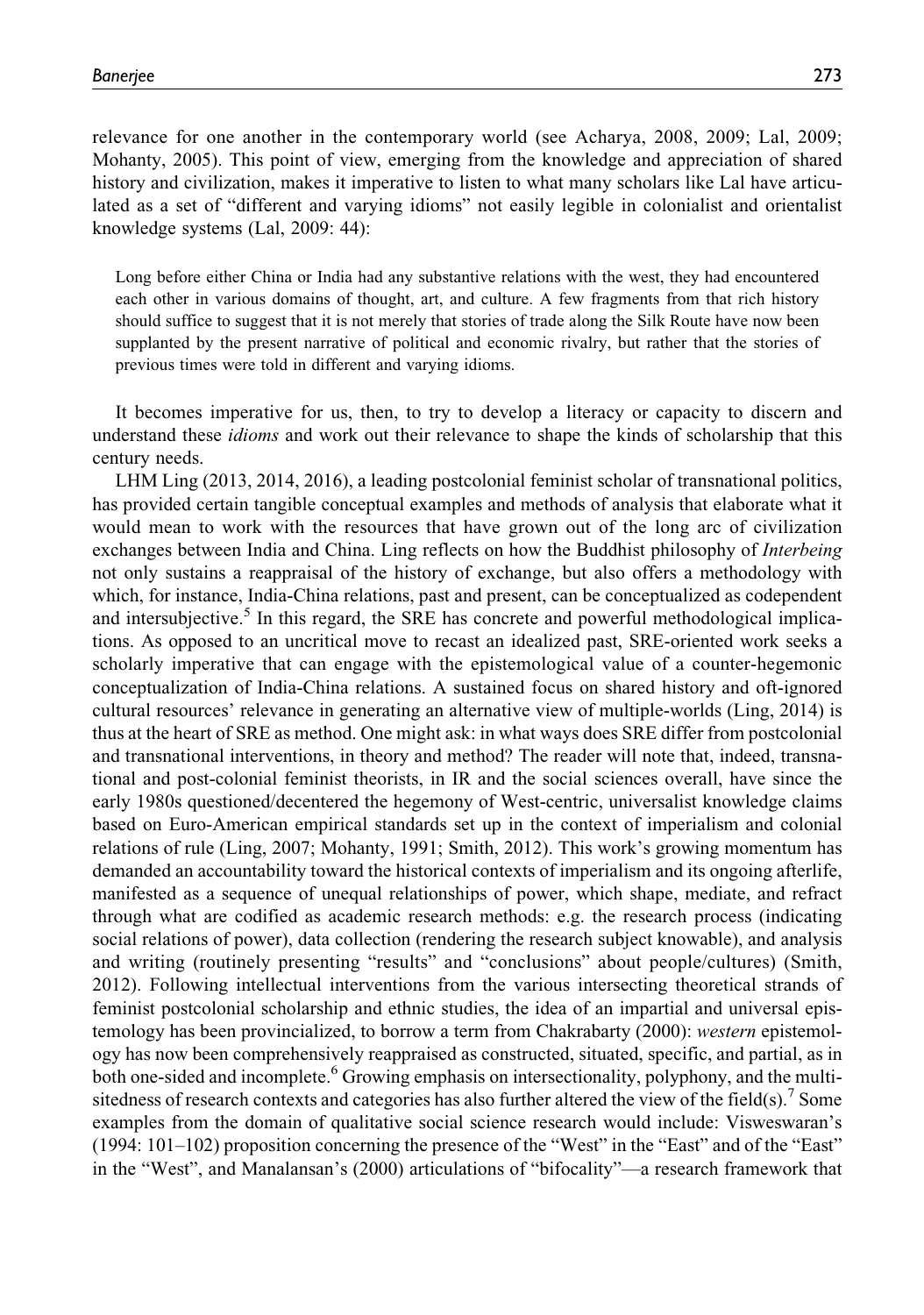relevance for one another in the contemporary world (see Acharya, 2008, 2009; Lal, 2009; Mohanty, 2005). This point of view, emerging from the knowledge and appreciation of shared history and civilization, makes it imperative to listen to what many scholars like Lal have articulated as a set of "different and varying idioms" not easily legible in colonialist and orientalist knowledge systems (Lal, 2009: 44):

> Long before either China or India had any substantive relations with the west, they had encountered each other in various domains of thought, art, and culture. A few fragments from that rich history should suffice to suggest that it is not merely that stories of trade along the Silk Route have now been supplanted by the present narrative of political and economic rivalry, but rather that the stories of previous times were told in different and varying idioms.

It becomes imperative for us, then, to try to develop a literacy or capacity to discern and understand these *idioms* and work out their relevance to shape the kinds of scholarship that this century needs.

LHM Ling (2013, 2014, 2016), a leading postcolonial feminist scholar of transnational politics, has provided certain tangible conceptual examples and methods of analysis that elaborate what it would mean to work with the resources that have grown out of the long arc of civilization exchanges between India and China. Ling reflects on how the Buddhist philosophy of *Interbeing* not only sustains a reappraisal of the history of exchange, but also offers a methodology with which, for instance, India-China relations, past and present, can be conceptualized as codependent and intersubjective.[5] In this regard, the SRE has concrete and powerful methodological implications. As opposed to an uncritical move to recast an idealized past, SRE-oriented work seeks a scholarly imperative that can engage with the epistemological value of a counter-hegemonic conceptualization of India-China relations. A sustained focus on shared history and oft-ignored cultural resources' relevance in generating an alternative view of multiple-worlds (Ling, 2014) is thus at the heart of SRE as method. One might ask: in what ways does SRE differ from postcolonial and transnational interventions, in theory and method? The reader will note that, indeed, transnational and post-colonial feminist theorists, in IR and the social sciences overall, have since the early 1980s questioned/decentered the hegemony of West-centric, universalist knowledge claims based on Euro-American empirical standards set up in the context of imperialism and colonial relations of rule (Ling, 2007; Mohanty, 1991; Smith, 2012). This work's growing momentum has demanded an accountability toward the historical contexts of imperialism and its ongoing afterlife, manifested as a sequence of unequal relationships of power, which shape, mediate, and refract through what are codified as academic research methods: e.g. the research process (indicating social relations of power), data collection (rendering the research subject knowable), and analysis and writing (routinely presenting "results" and "conclusions" about people/cultures) (Smith, 2012). Following intellectual interventions from the various intersecting theoretical strands of feminist postcolonial scholarship and ethnic studies, the idea of an impartial and universal epistemology has been provincialized, to borrow a term from Chakrabarty (2000): *western* epistemology has now been comprehensively reappraised as constructed, situated, specific, and partial, as in both one-sided and incomplete.[6] Growing emphasis on intersectionality, polyphony, and the multi-sitedness of research contexts and categories has also further altered the view of the field(s).[7] Some examples from the domain of qualitative social science research would include: Visweswaran's (1994: 101–102) proposition concerning the presence of the "West" in the "East" and of the "East" in the "West", and Manalansan's (2000) articulations of "bifocality"—a research framework that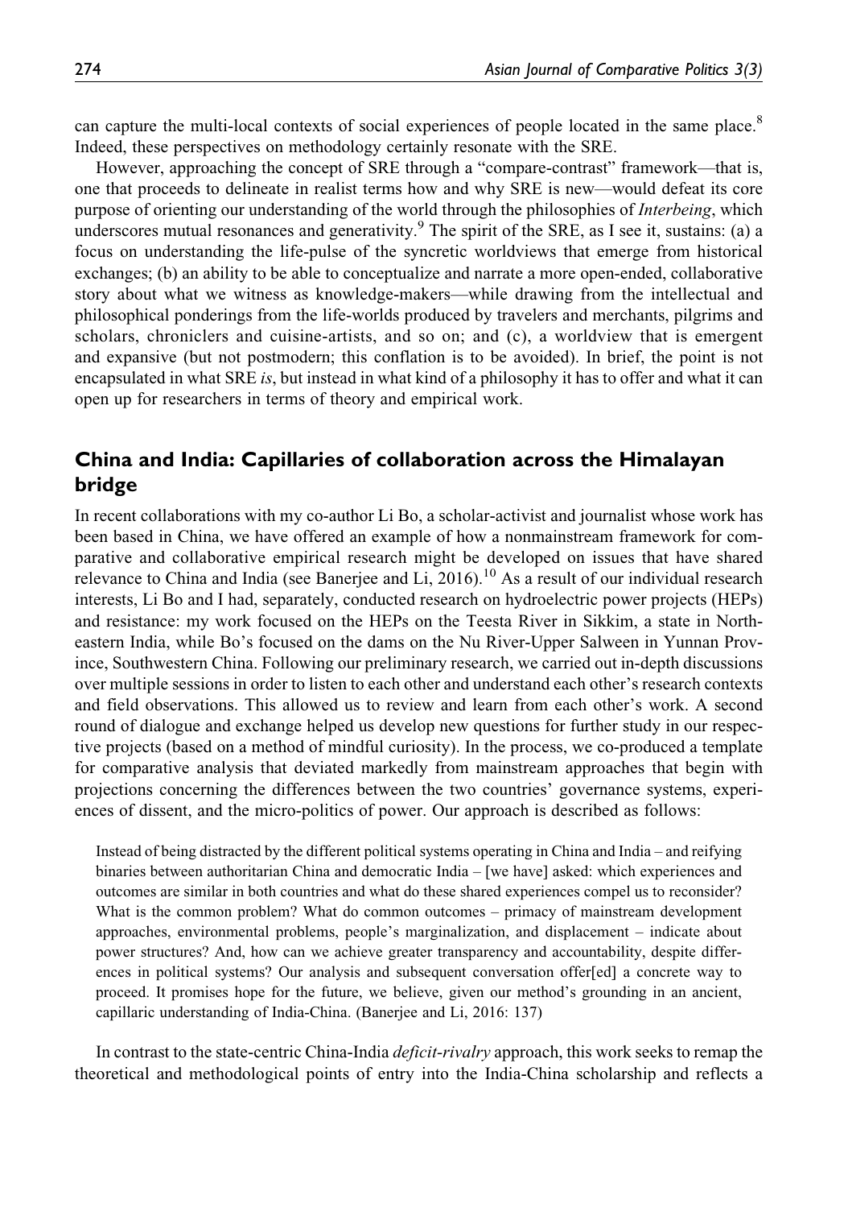can capture the multi-local contexts of social experiences of people located in the same place.[8] Indeed, these perspectives on methodology certainly resonate with the SRE.

However, approaching the concept of SRE through a "compare-contrast" framework—that is, one that proceeds to delineate in realist terms how and why SRE is new—would defeat its core purpose of orienting our understanding of the world through the philosophies of *Interbeing*, which underscores mutual resonances and generativity.[9] The spirit of the SRE, as I see it, sustains: (a) a focus on understanding the life-pulse of the syncretic worldviews that emerge from historical exchanges; (b) an ability to be able to conceptualize and narrate a more open-ended, collaborative story about what we witness as knowledge-makers—while drawing from the intellectual and philosophical ponderings from the life-worlds produced by travelers and merchants, pilgrims and scholars, chroniclers and cuisine-artists, and so on; and (c), a worldview that is emergent and expansive (but not postmodern; this conflation is to be avoided). In brief, the point is not encapsulated in what SRE *is*, but instead in what kind of a philosophy it has to offer and what it can open up for researchers in terms of theory and empirical work.

## China and India: Capillaries of collaboration across the Himalayan bridge

In recent collaborations with my co-author Li Bo, a scholar-activist and journalist whose work has been based in China, we have offered an example of how a nonmainstream framework for comparative and collaborative empirical research might be developed on issues that have shared relevance to China and India (see Banerjee and Li, 2016).[10] As a result of our individual research interests, Li Bo and I had, separately, conducted research on hydroelectric power projects (HEPs) and resistance: my work focused on the HEPs on the Teesta River in Sikkim, a state in Northeastern India, while Bo's focused on the dams on the Nu River-Upper Salween in Yunnan Province, Southwestern China. Following our preliminary research, we carried out in-depth discussions over multiple sessions in order to listen to each other and understand each other's research contexts and field observations. This allowed us to review and learn from each other's work. A second round of dialogue and exchange helped us develop new questions for further study in our respective projects (based on a method of mindful curiosity). In the process, we co-produced a template for comparative analysis that deviated markedly from mainstream approaches that begin with projections concerning the differences between the two countries' governance systems, experiences of dissent, and the micro-politics of power. Our approach is described as follows:

> Instead of being distracted by the different political systems operating in China and India – and reifying binaries between authoritarian China and democratic India – [we have] asked: which experiences and outcomes are similar in both countries and what do these shared experiences compel us to reconsider? What is the common problem? What do common outcomes – primacy of mainstream development approaches, environmental problems, people's marginalization, and displacement – indicate about power structures? And, how can we achieve greater transparency and accountability, despite differences in political systems? Our analysis and subsequent conversation offer[ed] a concrete way to proceed. It promises hope for the future, we believe, given our method's grounding in an ancient, capillaric understanding of India-China. (Banerjee and Li, 2016: 137)

In contrast to the state-centric China-India *deficit-rivalry* approach, this work seeks to remap the theoretical and methodological points of entry into the India-China scholarship and reflects a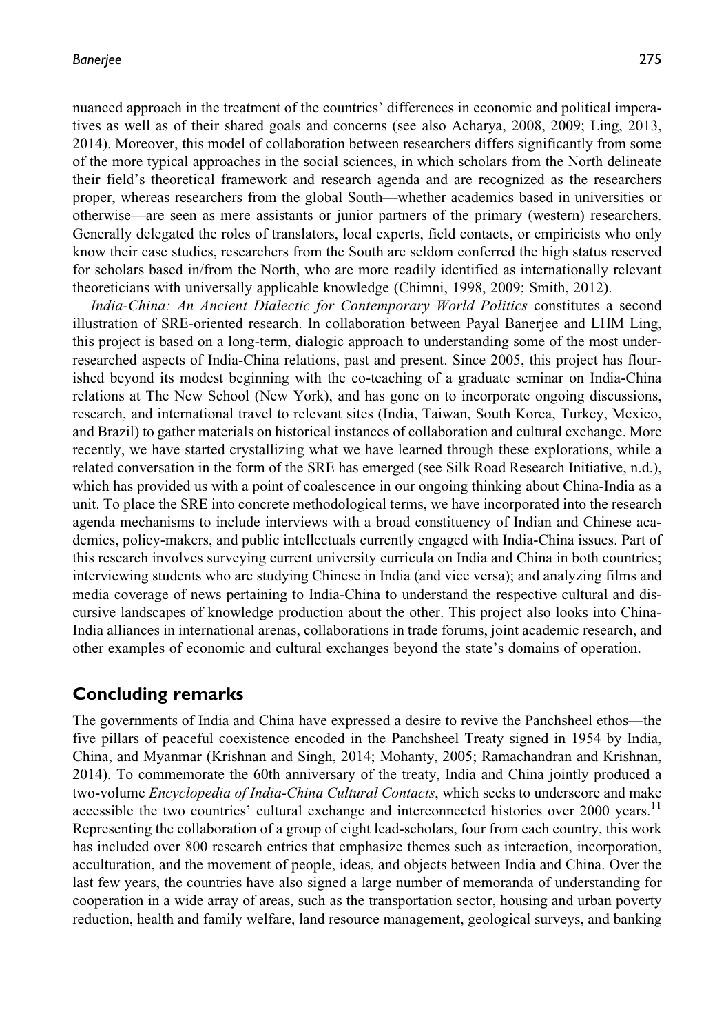nuanced approach in the treatment of the countries' differences in economic and political imperatives as well as of their shared goals and concerns (see also Acharya, 2008, 2009; Ling, 2013, 2014). Moreover, this model of collaboration between researchers differs significantly from some of the more typical approaches in the social sciences, in which scholars from the North delineate their field's theoretical framework and research agenda and are recognized as the researchers proper, whereas researchers from the global South—whether academics based in universities or otherwise—are seen as mere assistants or junior partners of the primary (western) researchers. Generally delegated the roles of translators, local experts, field contacts, or empiricists who only know their case studies, researchers from the South are seldom conferred the high status reserved for scholars based in/from the North, who are more readily identified as internationally relevant theoreticians with universally applicable knowledge (Chimni, 1998, 2009; Smith, 2012).

*India-China: An Ancient Dialectic for Contemporary World Politics* constitutes a second illustration of SRE-oriented research. In collaboration between Payal Banerjee and LHM Ling, this project is based on a long-term, dialogic approach to understanding some of the most under-researched aspects of India-China relations, past and present. Since 2005, this project has flourished beyond its modest beginning with the co-teaching of a graduate seminar on India-China relations at The New School (New York), and has gone on to incorporate ongoing discussions, research, and international travel to relevant sites (India, Taiwan, South Korea, Turkey, Mexico, and Brazil) to gather materials on historical instances of collaboration and cultural exchange. More recently, we have started crystallizing what we have learned through these explorations, while a related conversation in the form of the SRE has emerged (see Silk Road Research Initiative, n.d.), which has provided us with a point of coalescence in our ongoing thinking about China-India as a unit. To place the SRE into concrete methodological terms, we have incorporated into the research agenda mechanisms to include interviews with a broad constituency of Indian and Chinese academics, policy-makers, and public intellectuals currently engaged with India-China issues. Part of this research involves surveying current university curricula on India and China in both countries; interviewing students who are studying Chinese in India (and vice versa); and analyzing films and media coverage of news pertaining to India-China to understand the respective cultural and discursive landscapes of knowledge production about the other. This project also looks into China-India alliances in international arenas, collaborations in trade forums, joint academic research, and other examples of economic and cultural exchanges beyond the state's domains of operation.

## Concluding remarks

The governments of India and China have expressed a desire to revive the Panchsheel ethos—the five pillars of peaceful coexistence encoded in the Panchsheel Treaty signed in 1954 by India, China, and Myanmar (Krishnan and Singh, 2014; Mohanty, 2005; Ramachandran and Krishnan, 2014). To commemorate the 60th anniversary of the treaty, India and China jointly produced a two-volume *Encyclopedia of India-China Cultural Contacts*, which seeks to underscore and make accessible the two countries' cultural exchange and interconnected histories over 2000 years.[11] Representing the collaboration of a group of eight lead-scholars, four from each country, this work has included over 800 research entries that emphasize themes such as interaction, incorporation, acculturation, and the movement of people, ideas, and objects between India and China. Over the last few years, the countries have also signed a large number of memoranda of understanding for cooperation in a wide array of areas, such as the transportation sector, housing and urban poverty reduction, health and family welfare, land resource management, geological surveys, and banking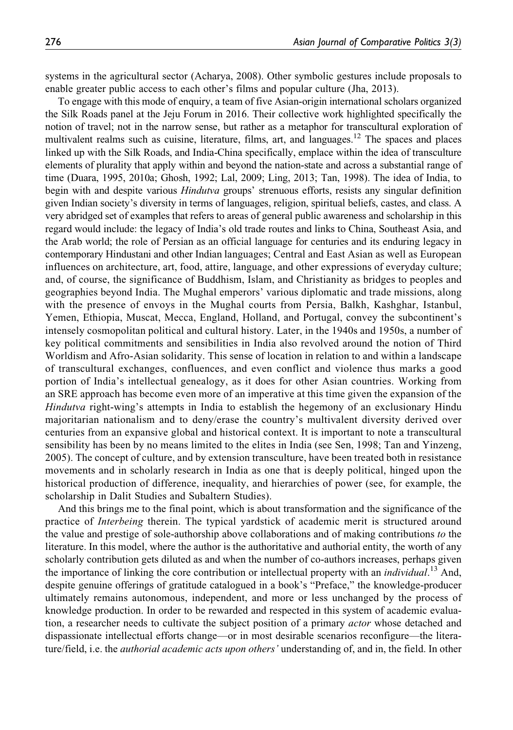systems in the agricultural sector (Acharya, 2008). Other symbolic gestures include proposals to enable greater public access to each other's films and popular culture (Jha, 2013).

To engage with this mode of enquiry, a team of five Asian-origin international scholars organized the Silk Roads panel at the Jeju Forum in 2016. Their collective work highlighted specifically the notion of travel; not in the narrow sense, but rather as a metaphor for transcultural exploration of multivalent realms such as cuisine, literature, films, art, and languages.[12] The spaces and places linked up with the Silk Roads, and India-China specifically, emplace within the idea of transculture elements of plurality that apply within and beyond the nation-state and across a substantial range of time (Duara, 1995, 2010a; Ghosh, 1992; Lal, 2009; Ling, 2013; Tan, 1998). The idea of India, to begin with and despite various *Hindutva* groups' strenuous efforts, resists any singular definition given Indian society's diversity in terms of languages, religion, spiritual beliefs, castes, and class. A very abridged set of examples that refers to areas of general public awareness and scholarship in this regard would include: the legacy of India's old trade routes and links to China, Southeast Asia, and the Arab world; the role of Persian as an official language for centuries and its enduring legacy in contemporary Hindustani and other Indian languages; Central and East Asian as well as European influences on architecture, art, food, attire, language, and other expressions of everyday culture; and, of course, the significance of Buddhism, Islam, and Christianity as bridges to peoples and geographies beyond India. The Mughal emperors' various diplomatic and trade missions, along with the presence of envoys in the Mughal courts from Persia, Balkh, Kashghar, Istanbul, Yemen, Ethiopia, Muscat, Mecca, England, Holland, and Portugal, convey the subcontinent's intensely cosmopolitan political and cultural history. Later, in the 1940s and 1950s, a number of key political commitments and sensibilities in India also revolved around the notion of Third Worldism and Afro-Asian solidarity. This sense of location in relation to and within a landscape of transcultural exchanges, confluences, and even conflict and violence thus marks a good portion of India's intellectual genealogy, as it does for other Asian countries. Working from an SRE approach has become even more of an imperative at this time given the expansion of the *Hindutva* right-wing's attempts in India to establish the hegemony of an exclusionary Hindu majoritarian nationalism and to deny/erase the country's multivalent diversity derived over centuries from an expansive global and historical context. It is important to note a transcultural sensibility has been by no means limited to the elites in India (see Sen, 1998; Tan and Yinzeng, 2005). The concept of culture, and by extension transculture, have been treated both in resistance movements and in scholarly research in India as one that is deeply political, hinged upon the historical production of difference, inequality, and hierarchies of power (see, for example, the scholarship in Dalit Studies and Subaltern Studies).

And this brings me to the final point, which is about transformation and the significance of the practice of *Interbeing* therein. The typical yardstick of academic merit is structured around the value and prestige of sole-authorship above collaborations and of making contributions *to* the literature. In this model, where the author is the authoritative and authorial entity, the worth of any scholarly contribution gets diluted as and when the number of co-authors increases, perhaps given the importance of linking the core contribution or intellectual property with an *individual*.[13] And, despite genuine offerings of gratitude catalogued in a book's "Preface," the knowledge-producer ultimately remains autonomous, independent, and more or less unchanged by the process of knowledge production. In order to be rewarded and respected in this system of academic evaluation, a researcher needs to cultivate the subject position of a primary *actor* whose detached and dispassionate intellectual efforts change—or in most desirable scenarios reconfigure—the literature/field, i.e. the *authorial academic acts upon others'* understanding of, and in, the field. In other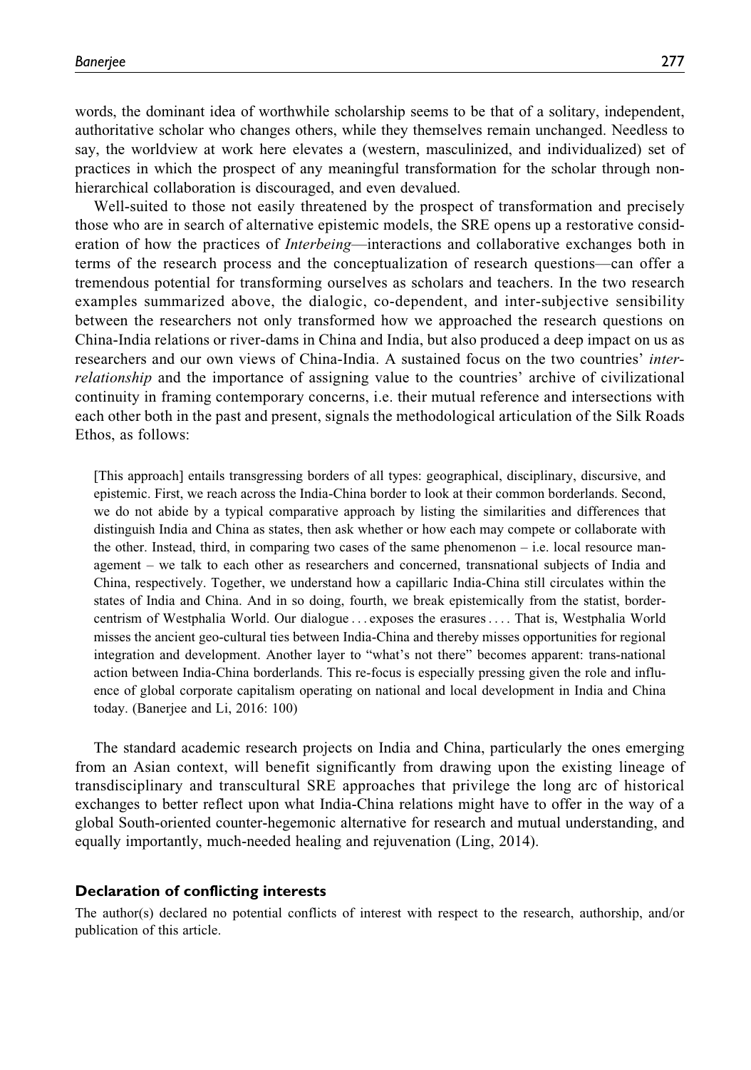words, the dominant idea of worthwhile scholarship seems to be that of a solitary, independent, authoritative scholar who changes others, while they themselves remain unchanged. Needless to say, the worldview at work here elevates a (western, masculinized, and individualized) set of practices in which the prospect of any meaningful transformation for the scholar through non-hierarchical collaboration is discouraged, and even devalued.

Well-suited to those not easily threatened by the prospect of transformation and precisely those who are in search of alternative epistemic models, the SRE opens up a restorative consideration of how the practices of *Interbeing*—interactions and collaborative exchanges both in terms of the research process and the conceptualization of research questions—can offer a tremendous potential for transforming ourselves as scholars and teachers. In the two research examples summarized above, the dialogic, co-dependent, and inter-subjective sensibility between the researchers not only transformed how we approached the research questions on China-India relations or river-dams in China and India, but also produced a deep impact on us as researchers and our own views of China-India. A sustained focus on the two countries' *inter-relationship* and the importance of assigning value to the countries' archive of civilizational continuity in framing contemporary concerns, i.e. their mutual reference and intersections with each other both in the past and present, signals the methodological articulation of the Silk Roads Ethos, as follows:

> [This approach] entails transgressing borders of all types: geographical, disciplinary, discursive, and epistemic. First, we reach across the India-China border to look at their common borderlands. Second, we do not abide by a typical comparative approach by listing the similarities and differences that distinguish India and China as states, then ask whether or how each may compete or collaborate with the other. Instead, third, in comparing two cases of the same phenomenon – i.e. local resource management – we talk to each other as researchers and concerned, transnational subjects of India and China, respectively. Together, we understand how a capillaric India-China still circulates within the states of India and China. And in so doing, fourth, we break epistemically from the statist, border-centrism of Westphalia World. Our dialogue . . . exposes the erasures . . . . That is, Westphalia World misses the ancient geo-cultural ties between India-China and thereby misses opportunities for regional integration and development. Another layer to "what's not there" becomes apparent: trans-national action between India-China borderlands. This re-focus is especially pressing given the role and influence of global corporate capitalism operating on national and local development in India and China today. (Banerjee and Li, 2016: 100)

The standard academic research projects on India and China, particularly the ones emerging from an Asian context, will benefit significantly from drawing upon the existing lineage of transdisciplinary and transcultural SRE approaches that privilege the long arc of historical exchanges to better reflect upon what India-China relations might have to offer in the way of a global South-oriented counter-hegemonic alternative for research and mutual understanding, and equally importantly, much-needed healing and rejuvenation (Ling, 2014).

### Declaration of conflicting interests

The author(s) declared no potential conflicts of interest with respect to the research, authorship, and/or publication of this article.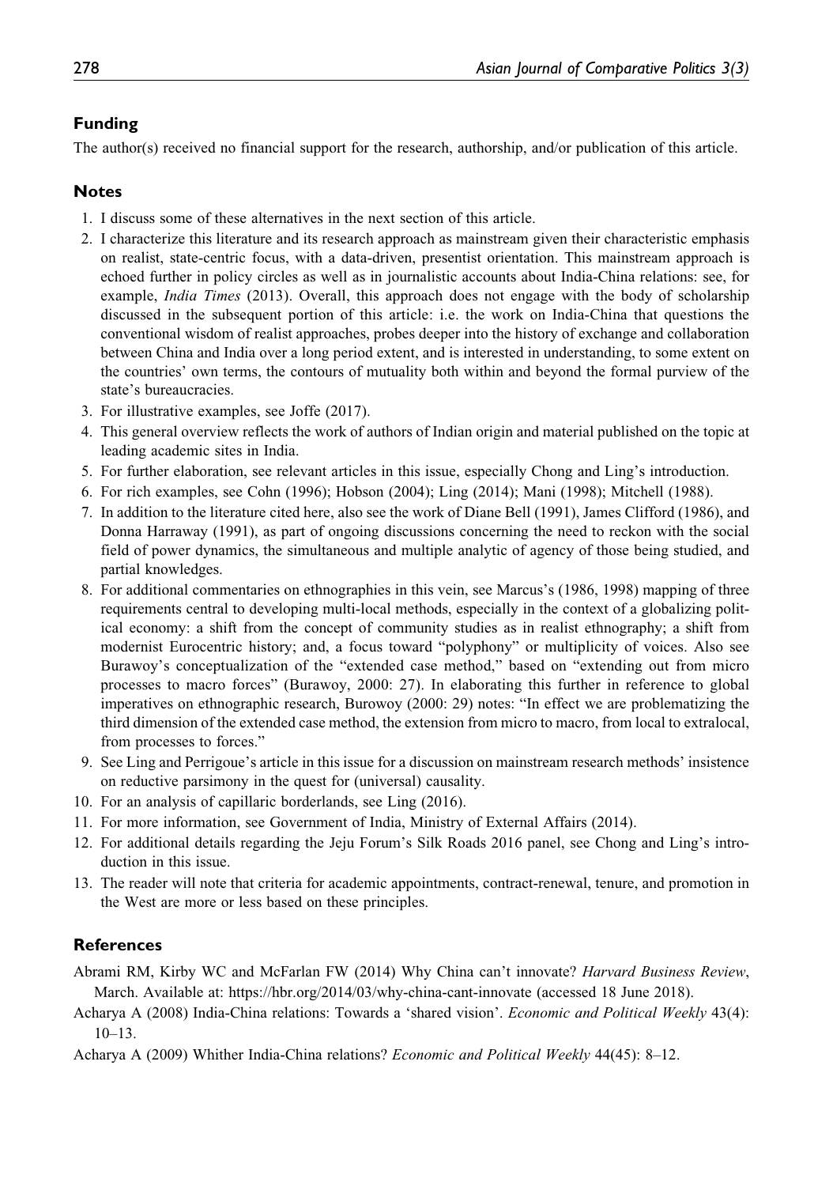## Funding

The author(s) received no financial support for the research, authorship, and/or publication of this article.

## Notes

1. I discuss some of these alternatives in the next section of this article.
2. I characterize this literature and its research approach as mainstream given their characteristic emphasis on realist, state-centric focus, with a data-driven, presentist orientation. This mainstream approach is echoed further in policy circles as well as in journalistic accounts about India-China relations: see, for example, *India Times* (2013). Overall, this approach does not engage with the body of scholarship discussed in the subsequent portion of this article: i.e. the work on India-China that questions the conventional wisdom of realist approaches, probes deeper into the history of exchange and collaboration between China and India over a long period extent, and is interested in understanding, to some extent on the countries' own terms, the contours of mutuality both within and beyond the formal purview of the state's bureaucracies.
3. For illustrative examples, see Joffe (2017).
4. This general overview reflects the work of authors of Indian origin and material published on the topic at leading academic sites in India.
5. For further elaboration, see relevant articles in this issue, especially Chong and Ling's introduction.
6. For rich examples, see Cohn (1996); Hobson (2004); Ling (2014); Mani (1998); Mitchell (1988).
7. In addition to the literature cited here, also see the work of Diane Bell (1991), James Clifford (1986), and Donna Harraway (1991), as part of ongoing discussions concerning the need to reckon with the social field of power dynamics, the simultaneous and multiple analytic of agency of those being studied, and partial knowledges.
8. For additional commentaries on ethnographies in this vein, see Marcus's (1986, 1998) mapping of three requirements central to developing multi-local methods, especially in the context of a globalizing political economy: a shift from the concept of community studies as in realist ethnography; a shift from modernist Eurocentric history; and, a focus toward "polyphony" or multiplicity of voices. Also see Burawoy's conceptualization of the "extended case method," based on "extending out from micro processes to macro forces" (Burawoy, 2000: 27). In elaborating this further in reference to global imperatives on ethnographic research, Burowoy (2000: 29) notes: "In effect we are problematizing the third dimension of the extended case method, the extension from micro to macro, from local to extralocal, from processes to forces."
9. See Ling and Perrigoue's article in this issue for a discussion on mainstream research methods' insistence on reductive parsimony in the quest for (universal) causality.
10. For an analysis of capillaric borderlands, see Ling (2016).
11. For more information, see Government of India, Ministry of External Affairs (2014).
12. For additional details regarding the Jeju Forum's Silk Roads 2016 panel, see Chong and Ling's introduction in this issue.
13. The reader will note that criteria for academic appointments, contract-renewal, tenure, and promotion in the West are more or less based on these principles.

## References

Abrami RM, Kirby WC and McFarlan FW (2014) Why China can't innovate? *Harvard Business Review*, March. Available at: https://hbr.org/2014/03/why-china-cant-innovate (accessed 18 June 2018).

Acharya A (2008) India-China relations: Towards a 'shared vision'. *Economic and Political Weekly* 43(4): 10–13.

Acharya A (2009) Whither India-China relations? *Economic and Political Weekly* 44(45): 8–12.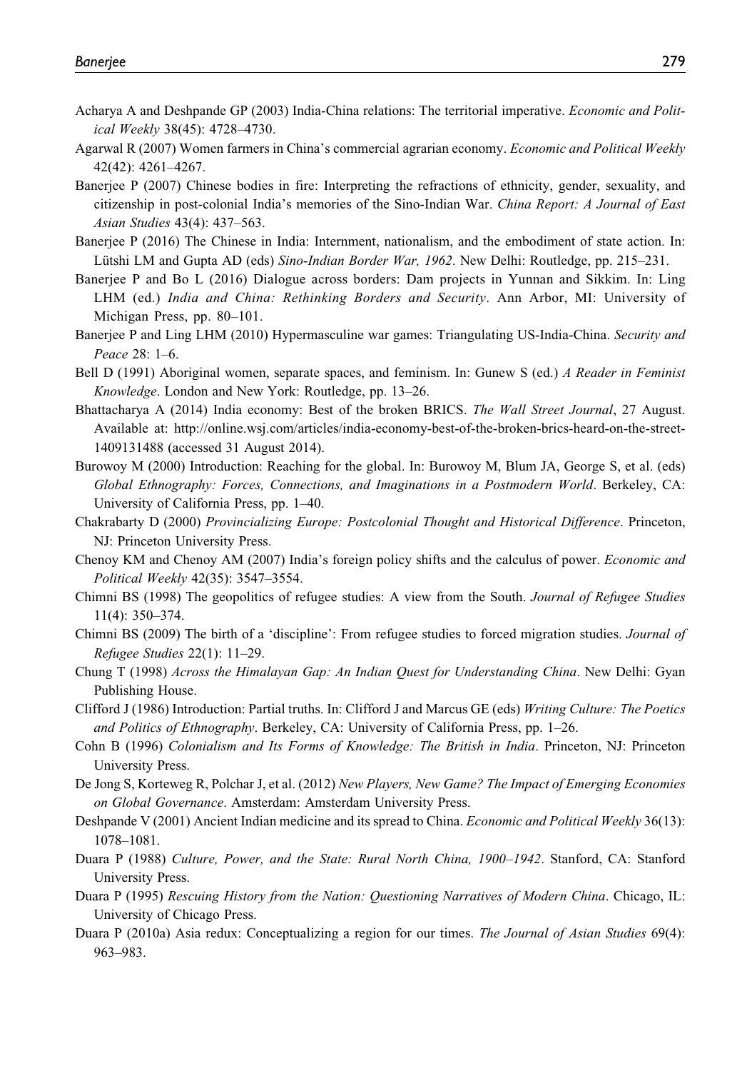Acharya A and Deshpande GP (2003) India-China relations: The territorial imperative. *Economic and Political Weekly* 38(45): 4728–4730.

Agarwal R (2007) Women farmers in China's commercial agrarian economy. *Economic and Political Weekly* 42(42): 4261–4267.

Banerjee P (2007) Chinese bodies in fire: Interpreting the refractions of ethnicity, gender, sexuality, and citizenship in post-colonial India's memories of the Sino-Indian War. *China Report: A Journal of East Asian Studies* 43(4): 437–563.

Banerjee P (2016) The Chinese in India: Internment, nationalism, and the embodiment of state action. In: Lütshi LM and Gupta AD (eds) *Sino-Indian Border War, 1962*. New Delhi: Routledge, pp. 215–231.

Banerjee P and Bo L (2016) Dialogue across borders: Dam projects in Yunnan and Sikkim. In: Ling LHM (ed.) *India and China: Rethinking Borders and Security*. Ann Arbor, MI: University of Michigan Press, pp. 80–101.

Banerjee P and Ling LHM (2010) Hypermasculine war games: Triangulating US-India-China. *Security and Peace* 28: 1–6.

Bell D (1991) Aboriginal women, separate spaces, and feminism. In: Gunew S (ed.) *A Reader in Feminist Knowledge*. London and New York: Routledge, pp. 13–26.

Bhattacharya A (2014) India economy: Best of the broken BRICS. *The Wall Street Journal*, 27 August. Available at: http://online.wsj.com/articles/india-economy-best-of-the-broken-brics-heard-on-the-street-1409131488 (accessed 31 August 2014).

Burowoy M (2000) Introduction: Reaching for the global. In: Burowoy M, Blum JA, George S, et al. (eds) *Global Ethnography: Forces, Connections, and Imaginations in a Postmodern World*. Berkeley, CA: University of California Press, pp. 1–40.

Chakrabarty D (2000) *Provincializing Europe: Postcolonial Thought and Historical Difference*. Princeton, NJ: Princeton University Press.

Chenoy KM and Chenoy AM (2007) India's foreign policy shifts and the calculus of power. *Economic and Political Weekly* 42(35): 3547–3554.

Chimni BS (1998) The geopolitics of refugee studies: A view from the South. *Journal of Refugee Studies* 11(4): 350–374.

Chimni BS (2009) The birth of a 'discipline': From refugee studies to forced migration studies. *Journal of Refugee Studies* 22(1): 11–29.

Chung T (1998) *Across the Himalayan Gap: An Indian Quest for Understanding China*. New Delhi: Gyan Publishing House.

Clifford J (1986) Introduction: Partial truths. In: Clifford J and Marcus GE (eds) *Writing Culture: The Poetics and Politics of Ethnography*. Berkeley, CA: University of California Press, pp. 1–26.

Cohn B (1996) *Colonialism and Its Forms of Knowledge: The British in India*. Princeton, NJ: Princeton University Press.

De Jong S, Korteweg R, Polchar J, et al. (2012) *New Players, New Game? The Impact of Emerging Economies on Global Governance*. Amsterdam: Amsterdam University Press.

Deshpande V (2001) Ancient Indian medicine and its spread to China. *Economic and Political Weekly* 36(13): 1078–1081.

Duara P (1988) *Culture, Power, and the State: Rural North China, 1900–1942*. Stanford, CA: Stanford University Press.

Duara P (1995) *Rescuing History from the Nation: Questioning Narratives of Modern China*. Chicago, IL: University of Chicago Press.

Duara P (2010a) Asia redux: Conceptualizing a region for our times. *The Journal of Asian Studies* 69(4): 963–983.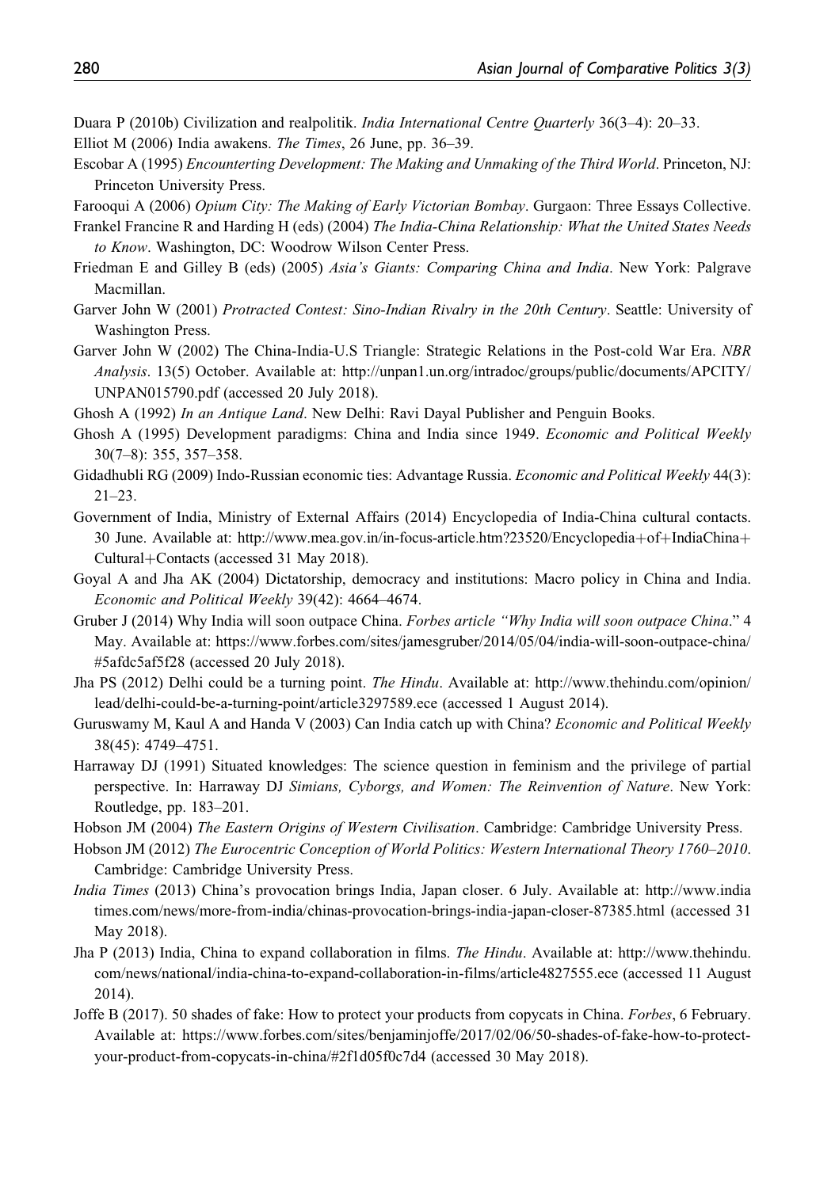Duara P (2010b) Civilization and realpolitik. *India International Centre Quarterly* 36(3–4): 20–33.

Elliot M (2006) India awakens. *The Times*, 26 June, pp. 36–39.

Escobar A (1995) *Encounterting Development: The Making and Unmaking of the Third World*. Princeton, NJ: Princeton University Press.

Farooqui A (2006) *Opium City: The Making of Early Victorian Bombay*. Gurgaon: Three Essays Collective.

Frankel Francine R and Harding H (eds) (2004) *The India-China Relationship: What the United States Needs to Know*. Washington, DC: Woodrow Wilson Center Press.

Friedman E and Gilley B (eds) (2005) *Asia's Giants: Comparing China and India*. New York: Palgrave Macmillan.

Garver John W (2001) *Protracted Contest: Sino-Indian Rivalry in the 20th Century*. Seattle: University of Washington Press.

Garver John W (2002) The China-India-U.S Triangle: Strategic Relations in the Post-cold War Era. *NBR Analysis*. 13(5) October. Available at: http://unpan1.un.org/intradoc/groups/public/documents/APCITY/UNPAN015790.pdf (accessed 20 July 2018).

Ghosh A (1992) *In an Antique Land*. New Delhi: Ravi Dayal Publisher and Penguin Books.

Ghosh A (1995) Development paradigms: China and India since 1949. *Economic and Political Weekly* 30(7–8): 355, 357–358.

Gidadhubli RG (2009) Indo-Russian economic ties: Advantage Russia. *Economic and Political Weekly* 44(3): 21–23.

Government of India, Ministry of External Affairs (2014) Encyclopedia of India-China cultural contacts. 30 June. Available at: http://www.mea.gov.in/in-focus-article.htm?23520/Encyclopedia+of+IndiaChina+Cultural+Contacts (accessed 31 May 2018).

Goyal A and Jha AK (2004) Dictatorship, democracy and institutions: Macro policy in China and India. *Economic and Political Weekly* 39(42): 4664–4674.

Gruber J (2014) Why India will soon outpace China. *Forbes article "Why India will soon outpace China*." 4 May. Available at: https://www.forbes.com/sites/jamesgruber/2014/05/04/india-will-soon-outpace-china/#5afdc5af5f28 (accessed 20 July 2018).

Jha PS (2012) Delhi could be a turning point. *The Hindu*. Available at: http://www.thehindu.com/opinion/lead/delhi-could-be-a-turning-point/article3297589.ece (accessed 1 August 2014).

Guruswamy M, Kaul A and Handa V (2003) Can India catch up with China? *Economic and Political Weekly* 38(45): 4749–4751.

Harraway DJ (1991) Situated knowledges: The science question in feminism and the privilege of partial perspective. In: Harraway DJ *Simians, Cyborgs, and Women: The Reinvention of Nature*. New York: Routledge, pp. 183–201.

Hobson JM (2004) *The Eastern Origins of Western Civilisation*. Cambridge: Cambridge University Press.

Hobson JM (2012) *The Eurocentric Conception of World Politics: Western International Theory 1760–2010*. Cambridge: Cambridge University Press.

*India Times* (2013) China's provocation brings India, Japan closer. 6 July. Available at: http://www.indiatimes.com/news/more-from-india/chinas-provocation-brings-india-japan-closer-87385.html (accessed 31 May 2018).

Jha P (2013) India, China to expand collaboration in films. *The Hindu*. Available at: http://www.thehindu.com/news/national/india-china-to-expand-collaboration-in-films/article4827555.ece (accessed 11 August 2014).

Joffe B (2017). 50 shades of fake: How to protect your products from copycats in China. *Forbes*, 6 February. Available at: https://www.forbes.com/sites/benjaminjoffe/2017/02/06/50-shades-of-fake-how-to-protect-your-product-from-copycats-in-china/#2f1d05f0c7d4 (accessed 30 May 2018).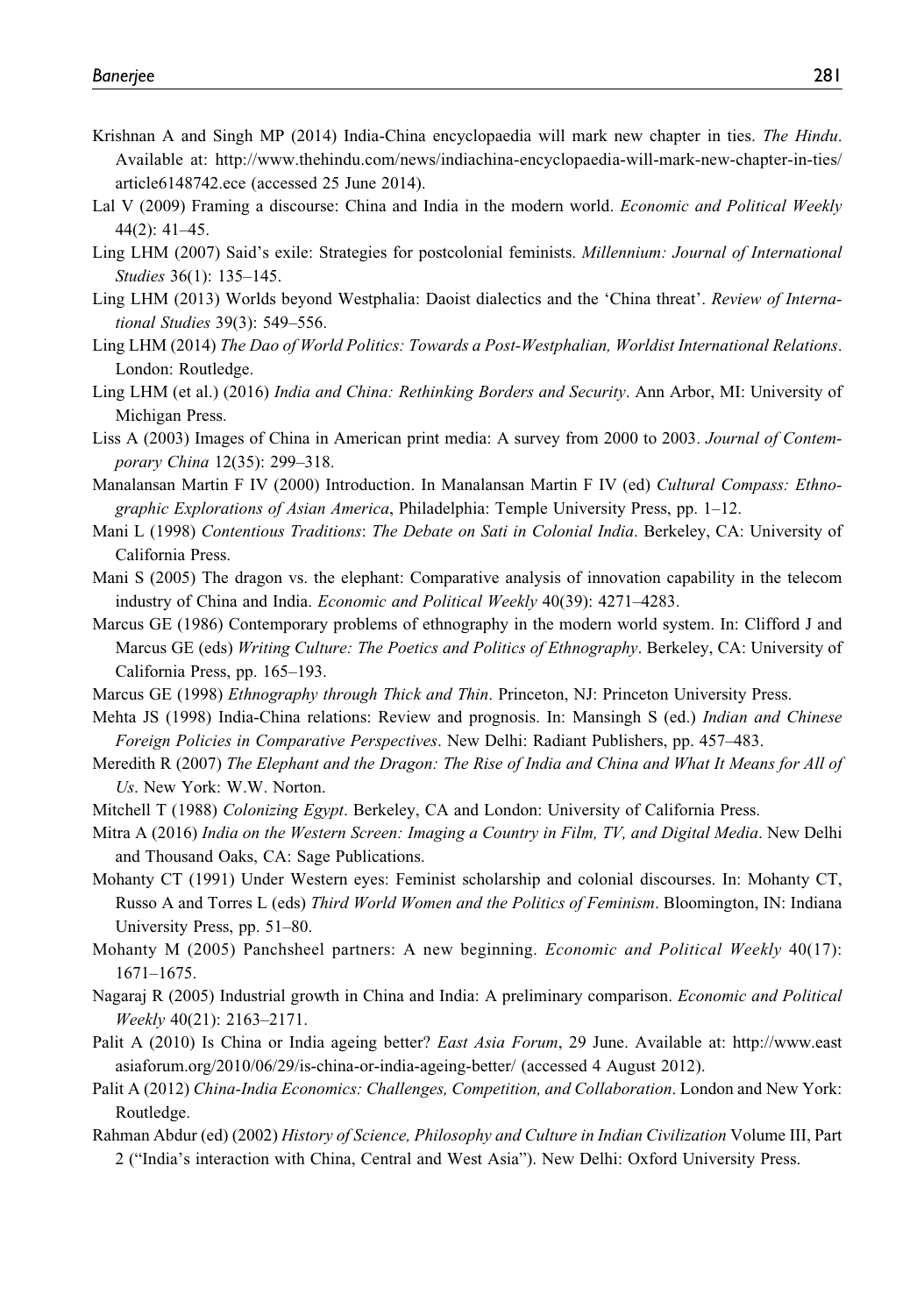Krishnan A and Singh MP (2014) India-China encyclopaedia will mark new chapter in ties. *The Hindu*. Available at: http://www.thehindu.com/news/indiachina-encyclopaedia-will-mark-new-chapter-in-ties/article6148742.ece (accessed 25 June 2014).

Lal V (2009) Framing a discourse: China and India in the modern world. *Economic and Political Weekly* 44(2): 41–45.

Ling LHM (2007) Said's exile: Strategies for postcolonial feminists. *Millennium: Journal of International Studies* 36(1): 135–145.

Ling LHM (2013) Worlds beyond Westphalia: Daoist dialectics and the 'China threat'. *Review of International Studies* 39(3): 549–556.

Ling LHM (2014) *The Dao of World Politics: Towards a Post-Westphalian, Worldist International Relations*. London: Routledge.

Ling LHM (et al.) (2016) *India and China: Rethinking Borders and Security*. Ann Arbor, MI: University of Michigan Press.

Liss A (2003) Images of China in American print media: A survey from 2000 to 2003. *Journal of Contemporary China* 12(35): 299–318.

Manalansan Martin F IV (2000) Introduction. In Manalansan Martin F IV (ed) *Cultural Compass: Ethnographic Explorations of Asian America*, Philadelphia: Temple University Press, pp. 1–12.

Mani L (1998) *Contentious Traditions*: *The Debate on Sati in Colonial India*. Berkeley, CA: University of California Press.

Mani S (2005) The dragon vs. the elephant: Comparative analysis of innovation capability in the telecom industry of China and India. *Economic and Political Weekly* 40(39): 4271–4283.

Marcus GE (1986) Contemporary problems of ethnography in the modern world system. In: Clifford J and Marcus GE (eds) *Writing Culture: The Poetics and Politics of Ethnography*. Berkeley, CA: University of California Press, pp. 165–193.

Marcus GE (1998) *Ethnography through Thick and Thin*. Princeton, NJ: Princeton University Press.

Mehta JS (1998) India-China relations: Review and prognosis. In: Mansingh S (ed.) *Indian and Chinese Foreign Policies in Comparative Perspectives*. New Delhi: Radiant Publishers, pp. 457–483.

Meredith R (2007) *The Elephant and the Dragon: The Rise of India and China and What It Means for All of Us*. New York: W.W. Norton.

Mitchell T (1988) *Colonizing Egypt*. Berkeley, CA and London: University of California Press.

Mitra A (2016) *India on the Western Screen: Imaging a Country in Film, TV, and Digital Media*. New Delhi and Thousand Oaks, CA: Sage Publications.

Mohanty CT (1991) Under Western eyes: Feminist scholarship and colonial discourses. In: Mohanty CT, Russo A and Torres L (eds) *Third World Women and the Politics of Feminism*. Bloomington, IN: Indiana University Press, pp. 51–80.

Mohanty M (2005) Panchsheel partners: A new beginning. *Economic and Political Weekly* 40(17): 1671–1675.

Nagaraj R (2005) Industrial growth in China and India: A preliminary comparison. *Economic and Political Weekly* 40(21): 2163–2171.

Palit A (2010) Is China or India ageing better? *East Asia Forum*, 29 June. Available at: http://www.eastasiaforum.org/2010/06/29/is-china-or-india-ageing-better/ (accessed 4 August 2012).

Palit A (2012) *China-India Economics: Challenges, Competition, and Collaboration*. London and New York: Routledge.

Rahman Abdur (ed) (2002) *History of Science, Philosophy and Culture in Indian Civilization* Volume III, Part 2 ("India's interaction with China, Central and West Asia"). New Delhi: Oxford University Press.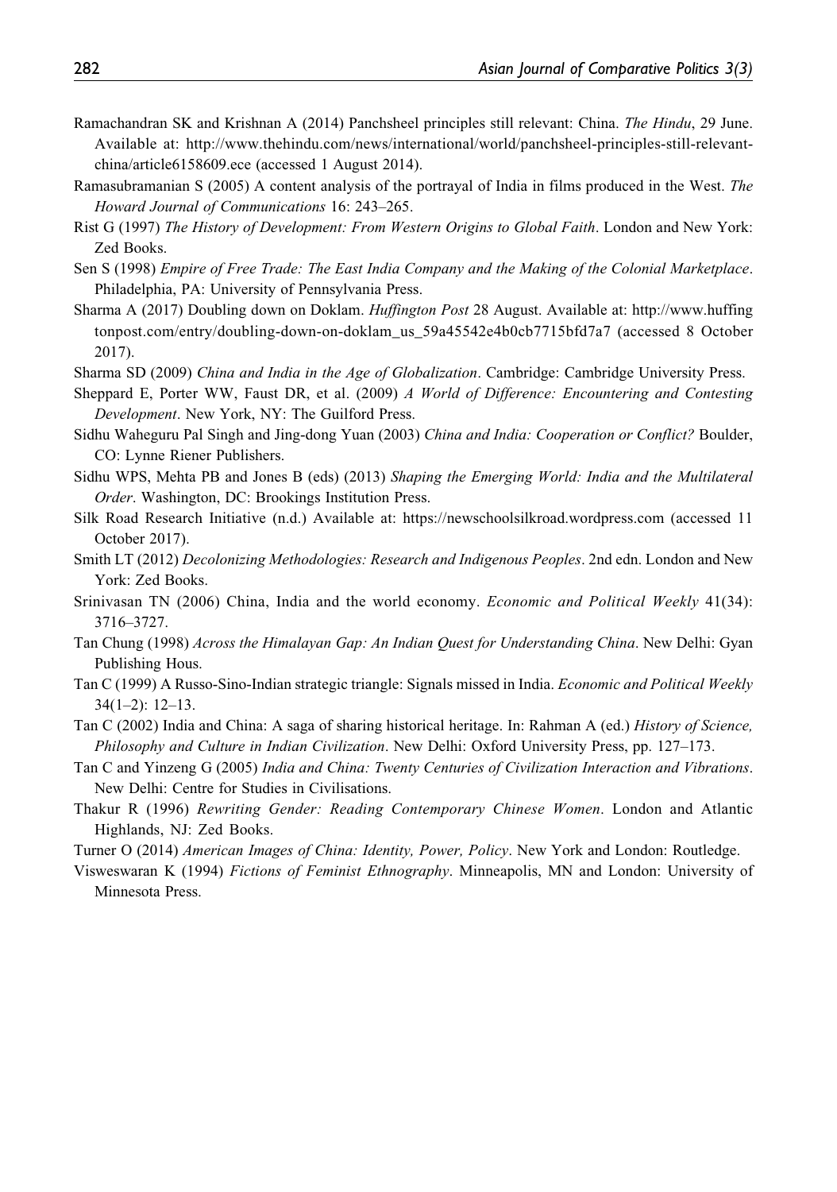Ramachandran SK and Krishnan A (2014) Panchsheel principles still relevant: China. *The Hindu*, 29 June. Available at: http://www.thehindu.com/news/international/world/panchsheel-principles-still-relevant-china/article6158609.ece (accessed 1 August 2014).

Ramasubramanian S (2005) A content analysis of the portrayal of India in films produced in the West. *The Howard Journal of Communications* 16: 243–265.

Rist G (1997) *The History of Development: From Western Origins to Global Faith*. London and New York: Zed Books.

Sen S (1998) *Empire of Free Trade: The East India Company and the Making of the Colonial Marketplace*. Philadelphia, PA: University of Pennsylvania Press.

Sharma A (2017) Doubling down on Doklam. *Huffington Post* 28 August. Available at: http://www.huffingtonpost.com/entry/doubling-down-on-doklam_us_59a45542e4b0cb7715bfd7a7 (accessed 8 October 2017).

Sharma SD (2009) *China and India in the Age of Globalization*. Cambridge: Cambridge University Press.

Sheppard E, Porter WW, Faust DR, et al. (2009) *A World of Difference: Encountering and Contesting Development*. New York, NY: The Guilford Press.

Sidhu Waheguru Pal Singh and Jing-dong Yuan (2003) *China and India: Cooperation or Conflict?* Boulder, CO: Lynne Riener Publishers.

Sidhu WPS, Mehta PB and Jones B (eds) (2013) *Shaping the Emerging World: India and the Multilateral Order*. Washington, DC: Brookings Institution Press.

Silk Road Research Initiative (n.d.) Available at: https://newschoolsilkroad.wordpress.com (accessed 11 October 2017).

Smith LT (2012) *Decolonizing Methodologies: Research and Indigenous Peoples*. 2nd edn. London and New York: Zed Books.

Srinivasan TN (2006) China, India and the world economy. *Economic and Political Weekly* 41(34): 3716–3727.

Tan Chung (1998) *Across the Himalayan Gap: An Indian Quest for Understanding China*. New Delhi: Gyan Publishing Hous.

Tan C (1999) A Russo-Sino-Indian strategic triangle: Signals missed in India. *Economic and Political Weekly* 34(1–2): 12–13.

Tan C (2002) India and China: A saga of sharing historical heritage. In: Rahman A (ed.) *History of Science, Philosophy and Culture in Indian Civilization*. New Delhi: Oxford University Press, pp. 127–173.

Tan C and Yinzeng G (2005) *India and China: Twenty Centuries of Civilization Interaction and Vibrations*. New Delhi: Centre for Studies in Civilisations.

Thakur R (1996) *Rewriting Gender: Reading Contemporary Chinese Women*. London and Atlantic Highlands, NJ: Zed Books.

Turner O (2014) *American Images of China: Identity, Power, Policy*. New York and London: Routledge.

Visweswaran K (1994) *Fictions of Feminist Ethnography*. Minneapolis, MN and London: University of Minnesota Press.